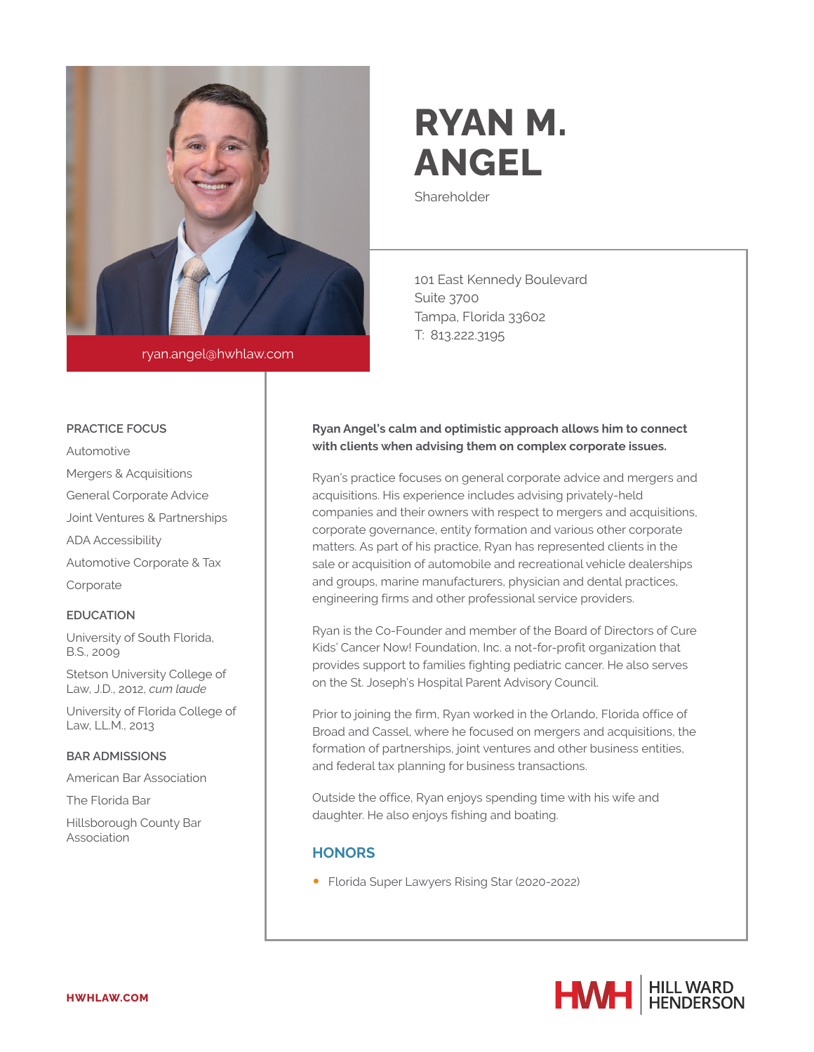# RYAN M. ANGEL

Shareholder

ryan.angel@hwhlaw.com

101 East Kennedy Boulevard
Suite 3700
Tampa, Florida 33602
T: 813.222.3195

## PRACTICE FOCUS

Automotive

Mergers & Acquisitions

General Corporate Advice

Joint Ventures & Partnerships

ADA Accessibility

Automotive Corporate & Tax

Corporate

## EDUCATION

University of South Florida, B.S., 2009

Stetson University College of Law, J.D., 2012, *cum laude*

University of Florida College of Law, LL.M., 2013

## BAR ADMISSIONS

American Bar Association

The Florida Bar

Hillsborough County Bar Association

**Ryan Angel's calm and optimistic approach allows him to connect with clients when advising them on complex corporate issues.**

Ryan's practice focuses on general corporate advice and mergers and acquisitions. His experience includes advising privately-held companies and their owners with respect to mergers and acquisitions, corporate governance, entity formation and various other corporate matters. As part of his practice, Ryan has represented clients in the sale or acquisition of automobile and recreational vehicle dealerships and groups, marine manufacturers, physician and dental practices, engineering firms and other professional service providers.

Ryan is the Co-Founder and member of the Board of Directors of Cure Kids' Cancer Now! Foundation, Inc. a not-for-profit organization that provides support to families fighting pediatric cancer. He also serves on the St. Joseph's Hospital Parent Advisory Council.

Prior to joining the firm, Ryan worked in the Orlando, Florida office of Broad and Cassel, where he focused on mergers and acquisitions, the formation of partnerships, joint ventures and other business entities, and federal tax planning for business transactions.

Outside the office, Ryan enjoys spending time with his wife and daughter. He also enjoys fishing and boating.

## HONORS

- Florida Super Lawyers Rising Star (2020-2022)

HWHLAW.COM

HWH | HILL WARD HENDERSON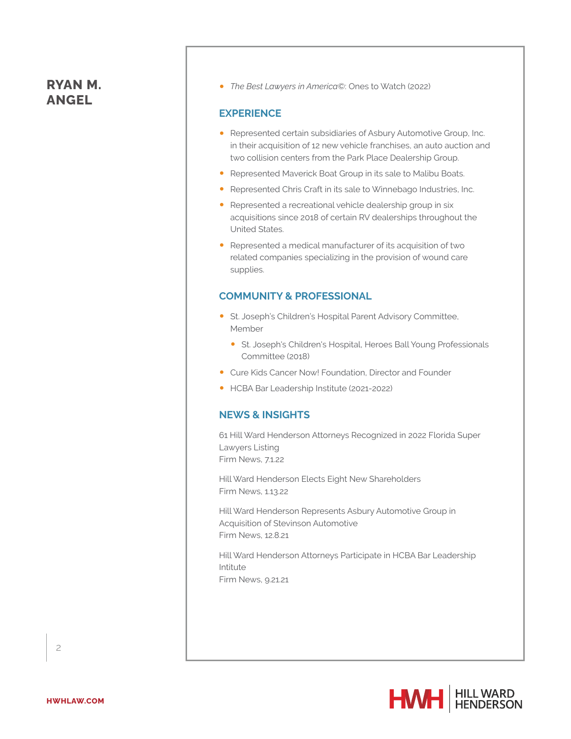- *The Best Lawyers in America©*: Ones to Watch (2022)

## EXPERIENCE

- Represented certain subsidiaries of Asbury Automotive Group, Inc. in their acquisition of 12 new vehicle franchises, an auto auction and two collision centers from the Park Place Dealership Group.
- Represented Maverick Boat Group in its sale to Malibu Boats.
- Represented Chris Craft in its sale to Winnebago Industries, Inc.
- Represented a recreational vehicle dealership group in six acquisitions since 2018 of certain RV dealerships throughout the United States.
- Represented a medical manufacturer of its acquisition of two related companies specializing in the provision of wound care supplies.

## COMMUNITY & PROFESSIONAL

- St. Joseph's Children's Hospital Parent Advisory Committee, Member
  - St. Joseph's Children's Hospital, Heroes Ball Young Professionals Committee (2018)
- Cure Kids Cancer Now! Foundation, Director and Founder
- HCBA Bar Leadership Institute (2021-2022)

## NEWS & INSIGHTS

61 Hill Ward Henderson Attorneys Recognized in 2022 Florida Super Lawyers Listing
Firm News, 7.1.22

Hill Ward Henderson Elects Eight New Shareholders
Firm News, 1.13.22

Hill Ward Henderson Represents Asbury Automotive Group in Acquisition of Stevinson Automotive
Firm News, 12.8.21

Hill Ward Henderson Attorneys Participate in HCBA Bar Leadership Intitute
Firm News, 9.21.21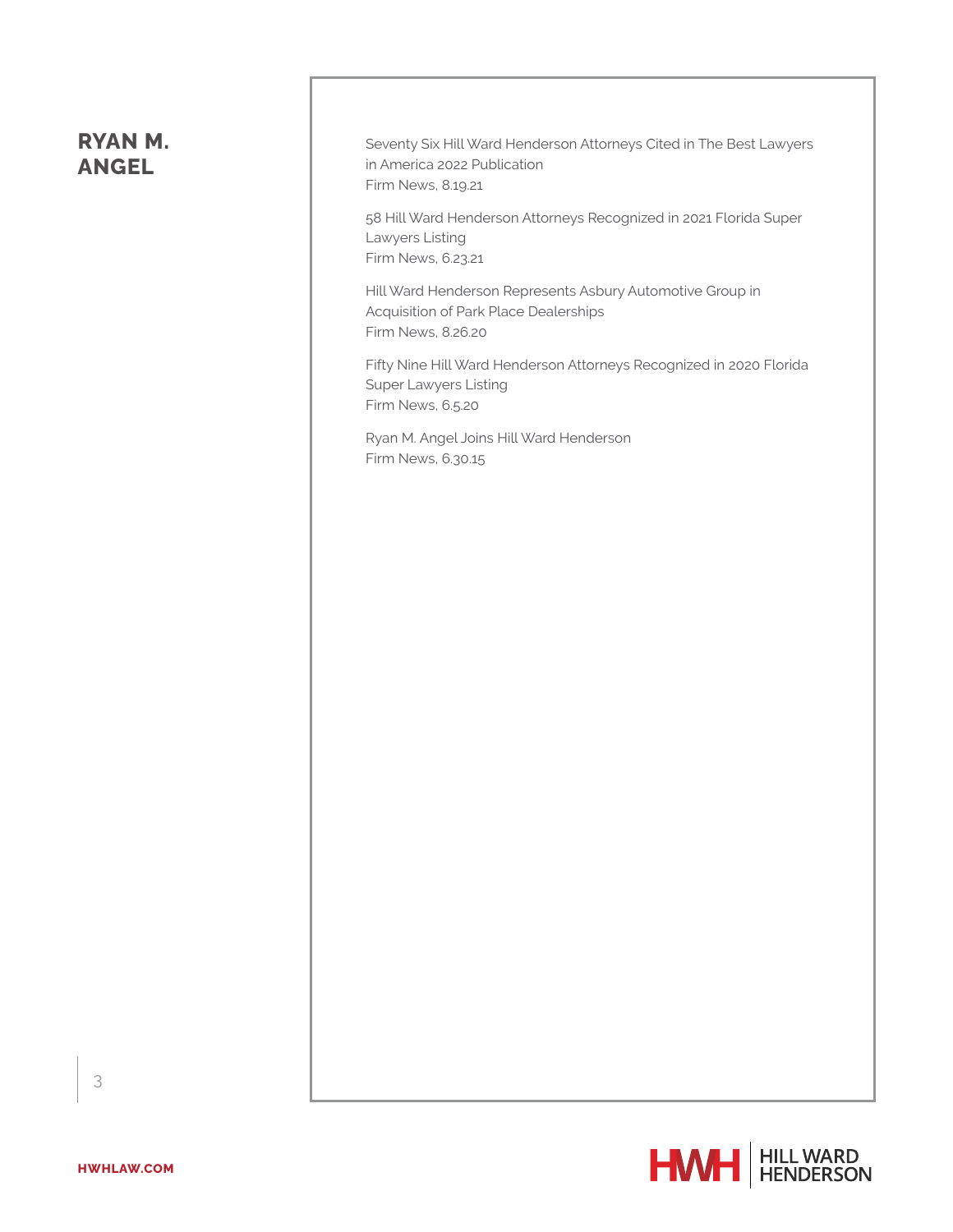# RYAN M. ANGEL

Seventy Six Hill Ward Henderson Attorneys Cited in The Best Lawyers in America 2022 Publication
Firm News, 8.19.21

58 Hill Ward Henderson Attorneys Recognized in 2021 Florida Super Lawyers Listing
Firm News, 6.23.21

Hill Ward Henderson Represents Asbury Automotive Group in Acquisition of Park Place Dealerships
Firm News, 8.26.20

Fifty Nine Hill Ward Henderson Attorneys Recognized in 2020 Florida Super Lawyers Listing
Firm News, 6.5.20

Ryan M. Angel Joins Hill Ward Henderson
Firm News, 6.30.15